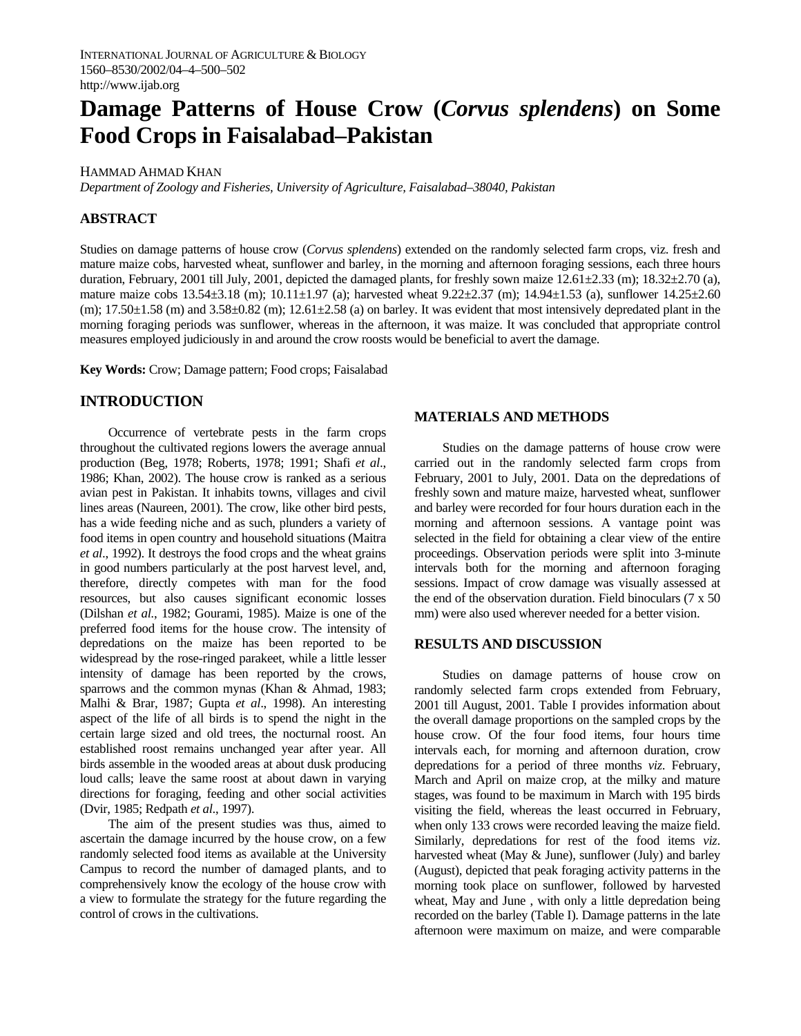# Damage Patterns of House Crow (*Corvus splendens*) on Some Food Crops in Faisalabad–Pakistan

HAMMAD AHMAD KHAN

*Department of Zoology and Fisheries, University of Agriculture, Faisalabad–38040, Pakistan*

## ABSTRACT

Studies on damage patterns of house crow (*Corvus splendens*) extended on the randomly selected farm crops, viz. fresh and mature maize cobs, harvested wheat, sunflower and barley, in the morning and afternoon foraging sessions, each three hours duration, February, 2001 till July, 2001, depicted the damaged plants, for freshly sown maize 12.61±2.33 (m); 18.32±2.70 (a), mature maize cobs 13.54±3.18 (m); 10.11±1.97 (a); harvested wheat 9.22±2.37 (m); 14.94±1.53 (a), sunflower 14.25±2.60 (m); 17.50±1.58 (m) and 3.58±0.82 (m); 12.61±2.58 (a) on barley. It was evident that most intensively depredated plant in the morning foraging periods was sunflower, whereas in the afternoon, it was maize. It was concluded that appropriate control measures employed judiciously in and around the crow roosts would be beneficial to avert the damage.

**Key Words:** Crow; Damage pattern; Food crops; Faisalabad

## INTRODUCTION

Occurrence of vertebrate pests in the farm crops throughout the cultivated regions lowers the average annual production (Beg, 1978; Roberts, 1978; 1991; Shafi *et al*., 1986; Khan, 2002). The house crow is ranked as a serious avian pest in Pakistan. It inhabits towns, villages and civil lines areas (Naureen, 2001). The crow, like other bird pests, has a wide feeding niche and as such, plunders a variety of food items in open country and household situations (Maitra *et al*., 1992). It destroys the food crops and the wheat grains in good numbers particularly at the post harvest level, and, therefore, directly competes with man for the food resources, but also causes significant economic losses (Dilshan *et al.,* 1982; Gourami, 1985). Maize is one of the preferred food items for the house crow. The intensity of depredations on the maize has been reported to be widespread by the rose-ringed parakeet, while a little lesser intensity of damage has been reported by the crows, sparrows and the common mynas (Khan & Ahmad, 1983; Malhi & Brar, 1987; Gupta *et al*., 1998). An interesting aspect of the life of all birds is to spend the night in the certain large sized and old trees, the nocturnal roost. An established roost remains unchanged year after year. All birds assemble in the wooded areas at about dusk producing loud calls; leave the same roost at about dawn in varying directions for foraging, feeding and other social activities (Dvir, 1985; Redpath *et al*., 1997).

The aim of the present studies was thus, aimed to ascertain the damage incurred by the house crow, on a few randomly selected food items as available at the University Campus to record the number of damaged plants, and to comprehensively know the ecology of the house crow with a view to formulate the strategy for the future regarding the control of crows in the cultivations.

## MATERIALS AND METHODS

Studies on the damage patterns of house crow were carried out in the randomly selected farm crops from February, 2001 to July, 2001. Data on the depredations of freshly sown and mature maize, harvested wheat, sunflower and barley were recorded for four hours duration each in the morning and afternoon sessions. A vantage point was selected in the field for obtaining a clear view of the entire proceedings. Observation periods were split into 3-minute intervals both for the morning and afternoon foraging sessions. Impact of crow damage was visually assessed at the end of the observation duration. Field binoculars (7 x 50 mm) were also used wherever needed for a better vision.

## RESULTS AND DISCUSSION

Studies on damage patterns of house crow on randomly selected farm crops extended from February, 2001 till August, 2001. Table I provides information about the overall damage proportions on the sampled crops by the house crow. Of the four food items, four hours time intervals each, for morning and afternoon duration, crow depredations for a period of three months *viz*. February, March and April on maize crop, at the milky and mature stages, was found to be maximum in March with 195 birds visiting the field, whereas the least occurred in February, when only 133 crows were recorded leaving the maize field. Similarly, depredations for rest of the food items *viz*. harvested wheat (May & June), sunflower (July) and barley (August), depicted that peak foraging activity patterns in the morning took place on sunflower, followed by harvested wheat, May and June , with only a little depredation being recorded on the barley (Table I). Damage patterns in the late afternoon were maximum on maize, and were comparable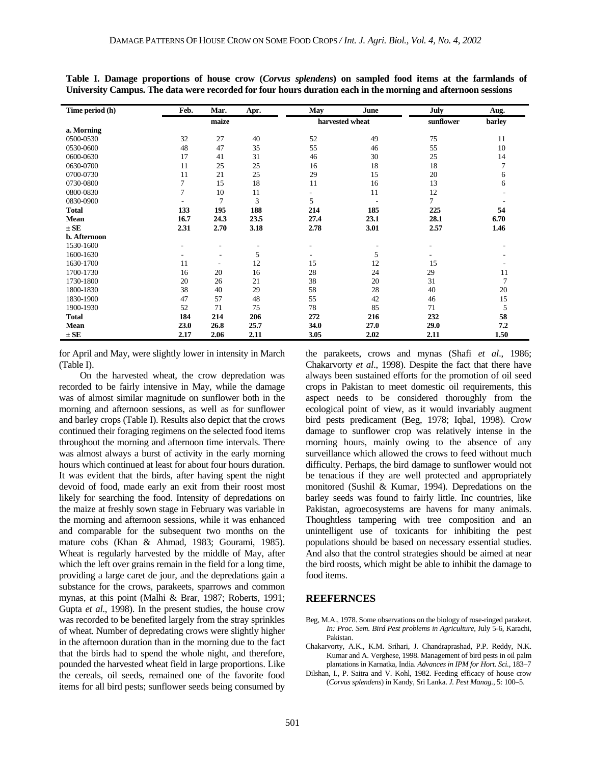**Table I. Damage proportions of house crow (*Corvus splendens*) on sampled food items at the farmlands of University Campus. The data were recorded for four hours duration each in the morning and afternoon sessions**

| Time period (h) | Feb. | Mar. | Apr. | May | June | July | Aug. |
|---|---|---|---|---|---|---|---|
| | | maize | | harvested wheat | | sunflower | barley |
| **a. Morning** | | | | | | | |
| 0500-0530 | 32 | 27 | 40 | 52 | 49 | 75 | 11 |
| 0530-0600 | 48 | 47 | 35 | 55 | 46 | 55 | 10 |
| 0600-0630 | 17 | 41 | 31 | 46 | 30 | 25 | 14 |
| 0630-0700 | 11 | 25 | 25 | 16 | 18 | 18 | 7 |
| 0700-0730 | 11 | 21 | 25 | 29 | 15 | 20 | 6 |
| 0730-0800 | 7 | 15 | 18 | 11 | 16 | 13 | 6 |
| 0800-0830 | 7 | 10 | 11 | - | 11 | 12 | - |
| 0830-0900 | - | 7 | 3 | 5 | - | 7 | - |
| **Total** | **133** | **195** | **188** | **214** | **185** | **225** | **54** |
| **Mean** | **16.7** | **24.3** | **23.5** | **27.4** | **23.1** | **28.1** | **6.70** |
| **± SE** | **2.31** | **2.70** | **3.18** | **2.78** | **3.01** | **2.57** | **1.46** |
| **b. Afternoon** | | | | | | | |
| 1530-1600 | - | - | - | - | - | - | - |
| 1600-1630 | - | - | 5 | - | 5 | - | - |
| 1630-1700 | 11 | - | 12 | 15 | 12 | 15 | - |
| 1700-1730 | 16 | 20 | 16 | 28 | 24 | 29 | 11 |
| 1730-1800 | 20 | 26 | 21 | 38 | 20 | 31 | 7 |
| 1800-1830 | 38 | 40 | 29 | 58 | 28 | 40 | 20 |
| 1830-1900 | 47 | 57 | 48 | 55 | 42 | 46 | 15 |
| 1900-1930 | 52 | 71 | 75 | 78 | 85 | 71 | 5 |
| **Total** | **184** | **214** | **206** | **272** | **216** | **232** | **58** |
| **Mean** | **23.0** | **26.8** | **25.7** | **34.0** | **27.0** | **29.0** | **7.2** |
| **± SE** | **2.17** | **2.06** | **2.11** | **3.05** | **2.02** | **2.11** | **1.50** |

for April and May, were slightly lower in intensity in March (Table I).

On the harvested wheat, the crow depredation was recorded to be fairly intensive in May, while the damage was of almost similar magnitude on sunflower both in the morning and afternoon sessions, as well as for sunflower and barley crops (Table I). Results also depict that the crows continued their foraging regimens on the selected food items throughout the morning and afternoon time intervals. There was almost always a burst of activity in the early morning hours which continued at least for about four hours duration. It was evident that the birds, after having spent the night devoid of food, made early an exit from their roost most likely for searching the food. Intensity of depredations on the maize at freshly sown stage in February was variable in the morning and afternoon sessions, while it was enhanced and comparable for the subsequent two months on the mature cobs (Khan & Ahmad, 1983; Gourami, 1985). Wheat is regularly harvested by the middle of May, after which the left over grains remain in the field for a long time, providing a large caret de jour, and the depredations gain a substance for the crows, parakeets, sparrows and common mynas, at this point (Malhi & Brar, 1987; Roberts, 1991; Gupta *et al*., 1998). In the present studies, the house crow was recorded to be benefited largely from the stray sprinkles of wheat. Number of depredating crows were slightly higher in the afternoon duration than in the morning due to the fact that the birds had to spend the whole night, and therefore, pounded the harvested wheat field in large proportions. Like the cereals, oil seeds, remained one of the favorite food items for all bird pests; sunflower seeds being consumed by the parakeets, crows and mynas (Shafi *et al*., 1986; Chakarvorty *et al*., 1998). Despite the fact that there have always been sustained efforts for the promotion of oil seed crops in Pakistan to meet domestic oil requirements, this aspect needs to be considered thoroughly from the ecological point of view, as it would invariably augment bird pests predicament (Beg, 1978; Iqbal, 1998). Crow damage to sunflower crop was relatively intense in the morning hours, mainly owing to the absence of any surveillance which allowed the crows to feed without much difficulty. Perhaps, the bird damage to sunflower would not be tenacious if they are well protected and appropriately monitored (Sushil & Kumar, 1994). Depredations on the barley seeds was found to fairly little. Inc countries, like Pakistan, agroecosystems are havens for many animals. Thoughtless tampering with tree composition and an unintelligent use of toxicants for inhibiting the pest populations should be based on necessary essential studies. And also that the control strategies should be aimed at near the bird roosts, which might be able to inhibit the damage to food items.

## REEFERNCES

Beg, M.A., 1978. Some observations on the biology of rose-ringed parakeet. *In: Proc. Sem. Bird Pest problems in Agriculture*, July 5-6, Karachi, Pakistan.

Chakarvorty, A.K., K.M. Srihari, J. Chandraprashad, P.P. Reddy, N.K. Kumar and A. Verghese, 1998. Management of bird pests in oil palm plantations in Karnatka, India. *Advances in IPM for Hort. Sci.,* 183–7

Dilshan, I., P. Saitra and V. Kohl, 1982. Feeding efficacy of house crow (*Corvus splendens*) in Kandy, Sri Lanka. *J. Pest Manag.*, 5: 100–5.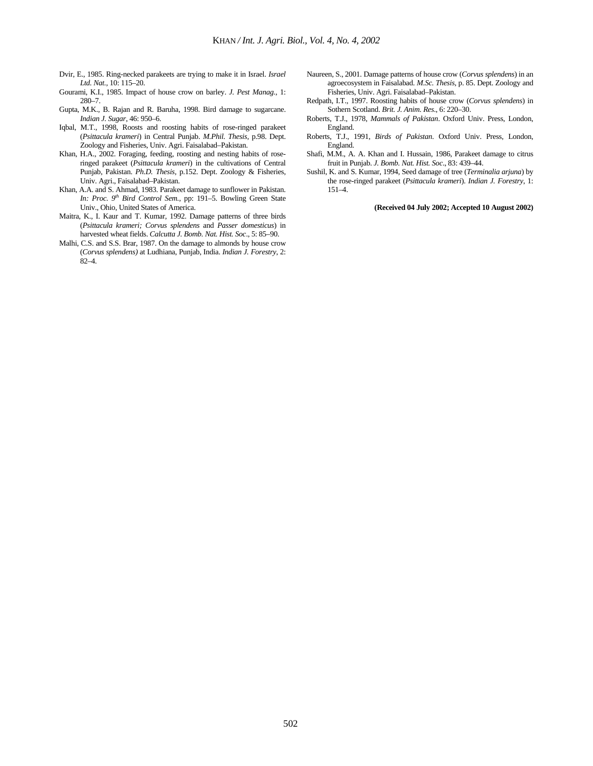Dvir, E., 1985. Ring-necked parakeets are trying to make it in Israel. *Israel Ltd. Nat.*, 10: 115–20.

Gourami, K.I., 1985. Impact of house crow on barley. *J. Pest Manag.*, 1: 280–7.

Gupta, M.K., B. Rajan and R. Baruha, 1998. Bird damage to sugarcane. *Indian J. Sugar*, 46: 950–6.

Iqbal, M.T., 1998, Roosts and roosting habits of rose-ringed parakeet (*Psittacula krameri*) in Central Punjab. *M.Phil. Thesis*, p.98. Dept. Zoology and Fisheries, Univ. Agri. Faisalabad–Pakistan.

Khan, H.A., 2002. Foraging, feeding, roosting and nesting habits of rose-ringed parakeet (*Psittacula krameri*) in the cultivations of Central Punjab, Pakistan. *Ph.D. Thesis*, p.152. Dept. Zoology & Fisheries, Univ. Agri., Faisalabad–Pakistan.

Khan, A.A. and S. Ahmad, 1983. Parakeet damage to sunflower in Pakistan. *In: Proc. 9th Bird Control Sem.*, pp: 191–5. Bowling Green State Univ., Ohio, United States of America.

Maitra, K., I. Kaur and T. Kumar, 1992. Damage patterns of three birds (*Psittacula krameri; Corvus splendens* and *Passer domesticus*) in harvested wheat fields. *Calcutta J. Bomb. Nat. Hist. Soc*., 5: 85–90.

Malhi, C.S. and S.S. Brar, 1987. On the damage to almonds by house crow (*Corvus splendens)* at Ludhiana, Punjab, India. *Indian J. Forestry*, 2: 82–4.

Naureen, S., 2001. Damage patterns of house crow (*Corvus splendens*) in an agroecosystem in Faisalabad. *M.Sc. Thesis*, p. 85. Dept. Zoology and Fisheries, Univ. Agri. Faisalabad–Pakistan.

Redpath, I.T., 1997. Roosting habits of house crow (*Corvus splendens*) in Sothern Scotland. *Brit. J. Anim. Res*., 6: 220–30.

Roberts, T.J., 1978, *Mammals of Pakistan*. Oxford Univ. Press, London, England.

Roberts, T.J., 1991, *Birds of Pakistan*. Oxford Univ. Press, London, England.

Shafi, M.M., A. A. Khan and I. Hussain, 1986, Parakeet damage to citrus fruit in Punjab. *J. Bomb. Nat. Hist. Soc*., 83: 439–44.

Sushil, K. and S. Kumar, 1994, Seed damage of tree (*Terminalia arjuna*) by the rose-ringed parakeet (*Psittacula krameri*). *Indian J. Forestry*, 1: 151–4.

**(Received 04 July 2002; Accepted 10 August 2002)**